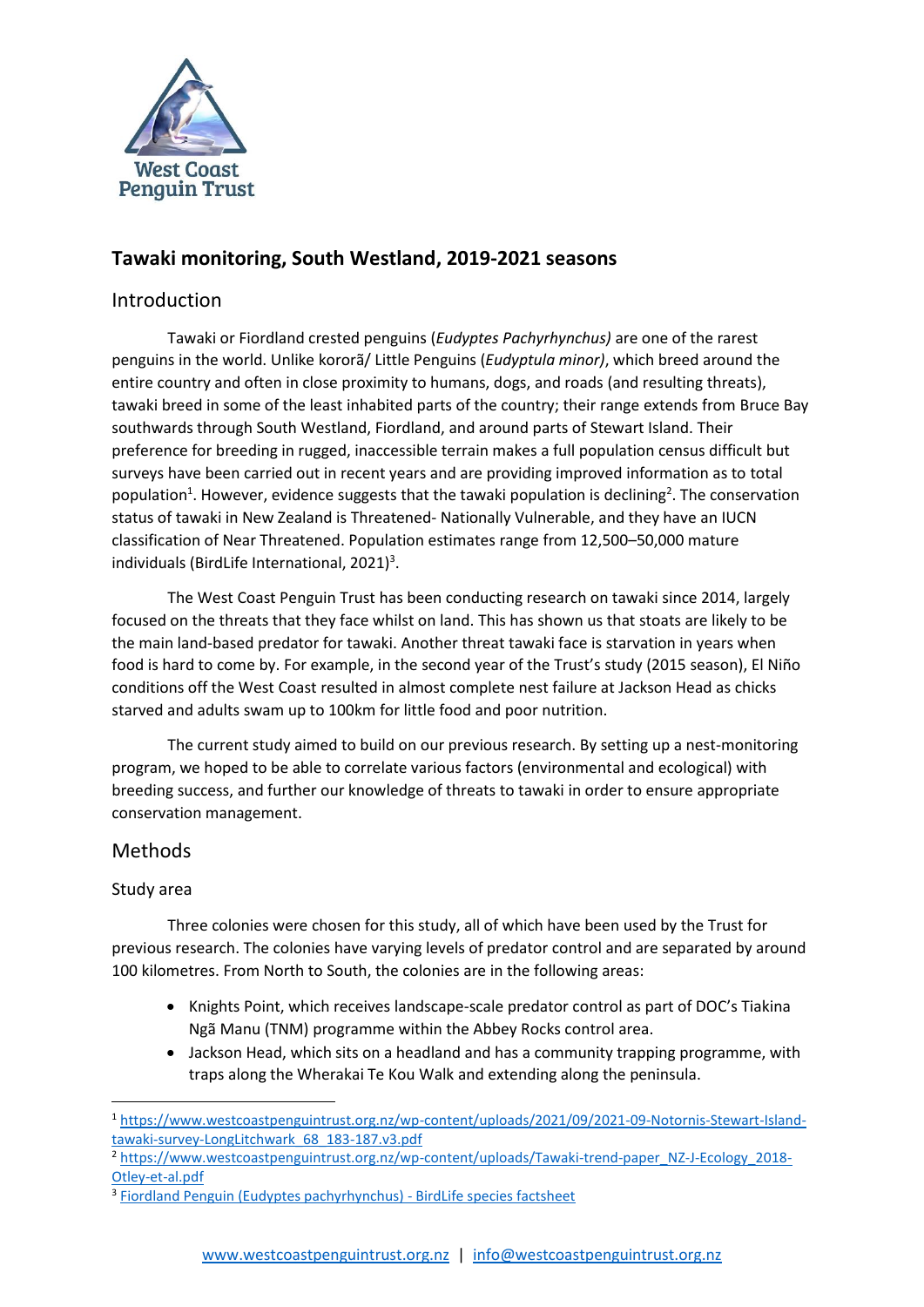West Coast Penguin Trust

## Tawaki monitoring, South Westland, 2019-2021 seasons

## Introduction

Tawaki or Fiordland crested penguins (*Eudyptes Pachyrhynchus)* are one of the rarest penguins in the world. Unlike kororā/ Little Penguins (*Eudyptula minor)*, which breed around the entire country and often in close proximity to humans, dogs, and roads (and resulting threats), tawaki breed in some of the least inhabited parts of the country; their range extends from Bruce Bay southwards through South Westland, Fiordland, and around parts of Stewart Island. Their preference for breeding in rugged, inaccessible terrain makes a full population census difficult but surveys have been carried out in recent years and are providing improved information as to total population[1]. However, evidence suggests that the tawaki population is declining[2]. The conservation status of tawaki in New Zealand is Threatened- Nationally Vulnerable, and they have an IUCN classification of Near Threatened. Population estimates range from 12,500–50,000 mature individuals (BirdLife International, 2021)[3].

The West Coast Penguin Trust has been conducting research on tawaki since 2014, largely focused on the threats that they face whilst on land. This has shown us that stoats are likely to be the main land-based predator for tawaki. Another threat tawaki face is starvation in years when food is hard to come by. For example, in the second year of the Trust's study (2015 season), El Niño conditions off the West Coast resulted in almost complete nest failure at Jackson Head as chicks starved and adults swam up to 100km for little food and poor nutrition.

The current study aimed to build on our previous research. By setting up a nest-monitoring program, we hoped to be able to correlate various factors (environmental and ecological) with breeding success, and further our knowledge of threats to tawaki in order to ensure appropriate conservation management.

## Methods

### Study area

Three colonies were chosen for this study, all of which have been used by the Trust for previous research. The colonies have varying levels of predator control and are separated by around 100 kilometres. From North to South, the colonies are in the following areas:

- Knights Point, which receives landscape-scale predator control as part of DOC's Tiakina Ngā Manu (TNM) programme within the Abbey Rocks control area.
- Jackson Head, which sits on a headland and has a community trapping programme, with traps along the Wherakai Te Kou Walk and extending along the peninsula.

---

[1] https://www.westcoastpenguintrust.org.nz/wp-content/uploads/2021/09/2021-09-Notornis-Stewart-Island-tawaki-survey-LongLitchwark_68_183-187.v3.pdf

[2] https://www.westcoastpenguintrust.org.nz/wp-content/uploads/Tawaki-trend-paper_NZ-J-Ecology_2018-Otley-et-al.pdf

[3] Fiordland Penguin (Eudyptes pachyrhynchus) - BirdLife species factsheet

www.westcoastpenguintrust.org.nz | info@westcoastpenguintrust.org.nz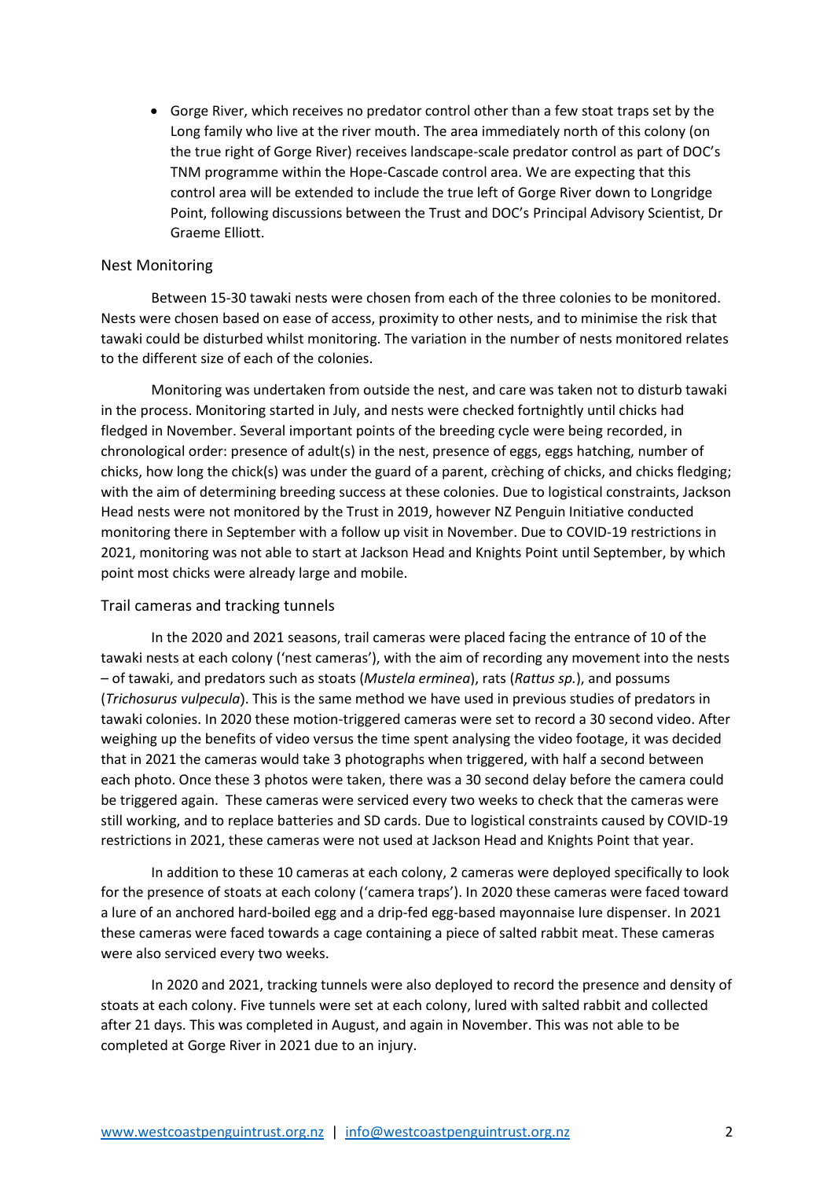- Gorge River, which receives no predator control other than a few stoat traps set by the Long family who live at the river mouth. The area immediately north of this colony (on the true right of Gorge River) receives landscape-scale predator control as part of DOC's TNM programme within the Hope-Cascade control area. We are expecting that this control area will be extended to include the true left of Gorge River down to Longridge Point, following discussions between the Trust and DOC's Principal Advisory Scientist, Dr Graeme Elliott.

## Nest Monitoring

Between 15-30 tawaki nests were chosen from each of the three colonies to be monitored. Nests were chosen based on ease of access, proximity to other nests, and to minimise the risk that tawaki could be disturbed whilst monitoring. The variation in the number of nests monitored relates to the different size of each of the colonies.

Monitoring was undertaken from outside the nest, and care was taken not to disturb tawaki in the process. Monitoring started in July, and nests were checked fortnightly until chicks had fledged in November. Several important points of the breeding cycle were being recorded, in chronological order: presence of adult(s) in the nest, presence of eggs, eggs hatching, number of chicks, how long the chick(s) was under the guard of a parent, crèching of chicks, and chicks fledging; with the aim of determining breeding success at these colonies. Due to logistical constraints, Jackson Head nests were not monitored by the Trust in 2019, however NZ Penguin Initiative conducted monitoring there in September with a follow up visit in November. Due to COVID-19 restrictions in 2021, monitoring was not able to start at Jackson Head and Knights Point until September, by which point most chicks were already large and mobile.

## Trail cameras and tracking tunnels

In the 2020 and 2021 seasons, trail cameras were placed facing the entrance of 10 of the tawaki nests at each colony ('nest cameras'), with the aim of recording any movement into the nests – of tawaki, and predators such as stoats (*Mustela erminea*), rats (*Rattus sp.*), and possums (*Trichosurus vulpecula*). This is the same method we have used in previous studies of predators in tawaki colonies. In 2020 these motion-triggered cameras were set to record a 30 second video. After weighing up the benefits of video versus the time spent analysing the video footage, it was decided that in 2021 the cameras would take 3 photographs when triggered, with half a second between each photo. Once these 3 photos were taken, there was a 30 second delay before the camera could be triggered again. These cameras were serviced every two weeks to check that the cameras were still working, and to replace batteries and SD cards. Due to logistical constraints caused by COVID-19 restrictions in 2021, these cameras were not used at Jackson Head and Knights Point that year.

In addition to these 10 cameras at each colony, 2 cameras were deployed specifically to look for the presence of stoats at each colony ('camera traps'). In 2020 these cameras were faced toward a lure of an anchored hard-boiled egg and a drip-fed egg-based mayonnaise lure dispenser. In 2021 these cameras were faced towards a cage containing a piece of salted rabbit meat. These cameras were also serviced every two weeks.

In 2020 and 2021, tracking tunnels were also deployed to record the presence and density of stoats at each colony. Five tunnels were set at each colony, lured with salted rabbit and collected after 21 days. This was completed in August, and again in November. This was not able to be completed at Gorge River in 2021 due to an injury.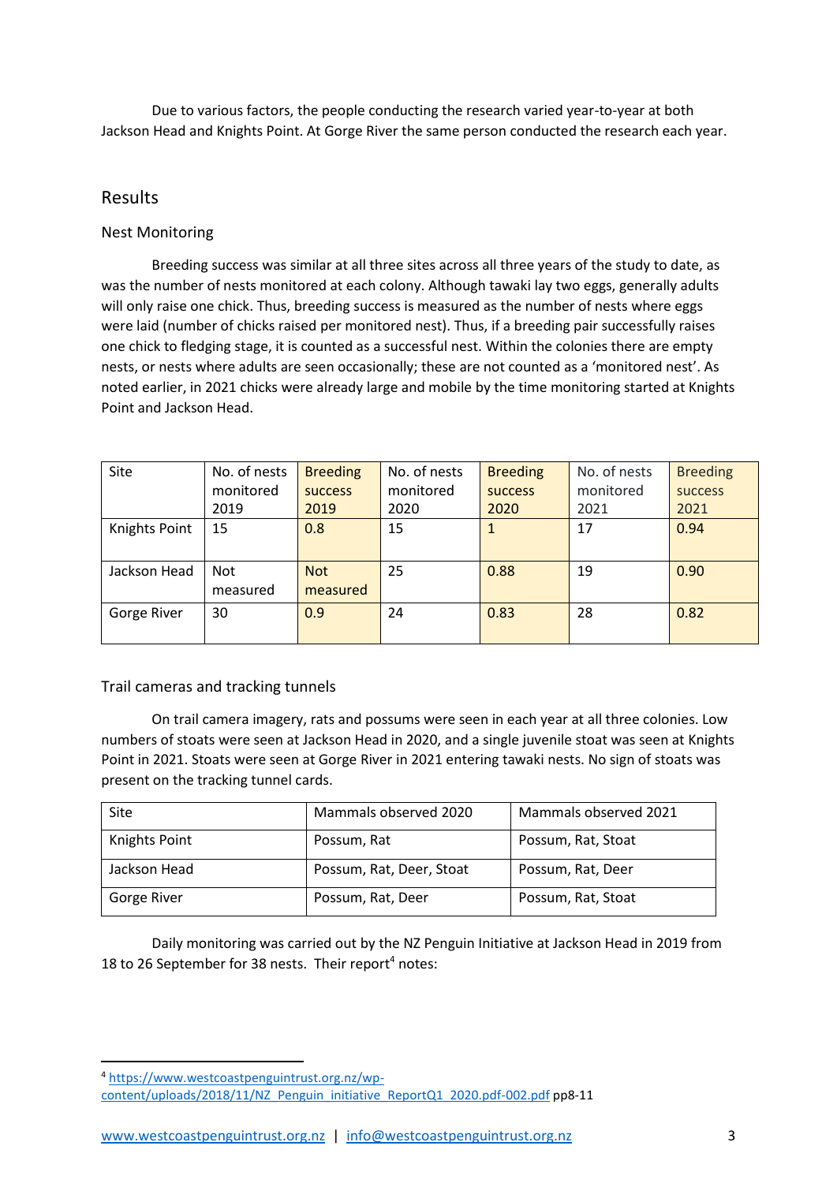Due to various factors, the people conducting the research varied year-to-year at both Jackson Head and Knights Point. At Gorge River the same person conducted the research each year.

## Results

### Nest Monitoring

Breeding success was similar at all three sites across all three years of the study to date, as was the number of nests monitored at each colony. Although tawaki lay two eggs, generally adults will only raise one chick. Thus, breeding success is measured as the number of nests where eggs were laid (number of chicks raised per monitored nest). Thus, if a breeding pair successfully raises one chick to fledging stage, it is counted as a successful nest. Within the colonies there are empty nests, or nests where adults are seen occasionally; these are not counted as a 'monitored nest'. As noted earlier, in 2021 chicks were already large and mobile by the time monitoring started at Knights Point and Jackson Head.

| Site | No. of nests monitored 2019 | Breeding success 2019 | No. of nests monitored 2020 | Breeding success 2020 | No. of nests monitored 2021 | Breeding success 2021 |
|---|---|---|---|---|---|---|
| Knights Point | 15 | 0.8 | 15 | 1 | 17 | 0.94 |
| Jackson Head | Not measured | Not measured | 25 | 0.88 | 19 | 0.90 |
| Gorge River | 30 | 0.9 | 24 | 0.83 | 28 | 0.82 |

### Trail cameras and tracking tunnels

On trail camera imagery, rats and possums were seen in each year at all three colonies. Low numbers of stoats were seen at Jackson Head in 2020, and a single juvenile stoat was seen at Knights Point in 2021. Stoats were seen at Gorge River in 2021 entering tawaki nests. No sign of stoats was present on the tracking tunnel cards.

| Site | Mammals observed 2020 | Mammals observed 2021 |
|---|---|---|
| Knights Point | Possum, Rat | Possum, Rat, Stoat |
| Jackson Head | Possum, Rat, Deer, Stoat | Possum, Rat, Deer |
| Gorge River | Possum, Rat, Deer | Possum, Rat, Stoat |

Daily monitoring was carried out by the NZ Penguin Initiative at Jackson Head in 2019 from 18 to 26 September for 38 nests. Their report[4] notes:

[4] https://www.westcoastpenguintrust.org.nz/wp-content/uploads/2018/11/NZ_Penguin_initiative_ReportQ1_2020.pdf-002.pdf pp8-11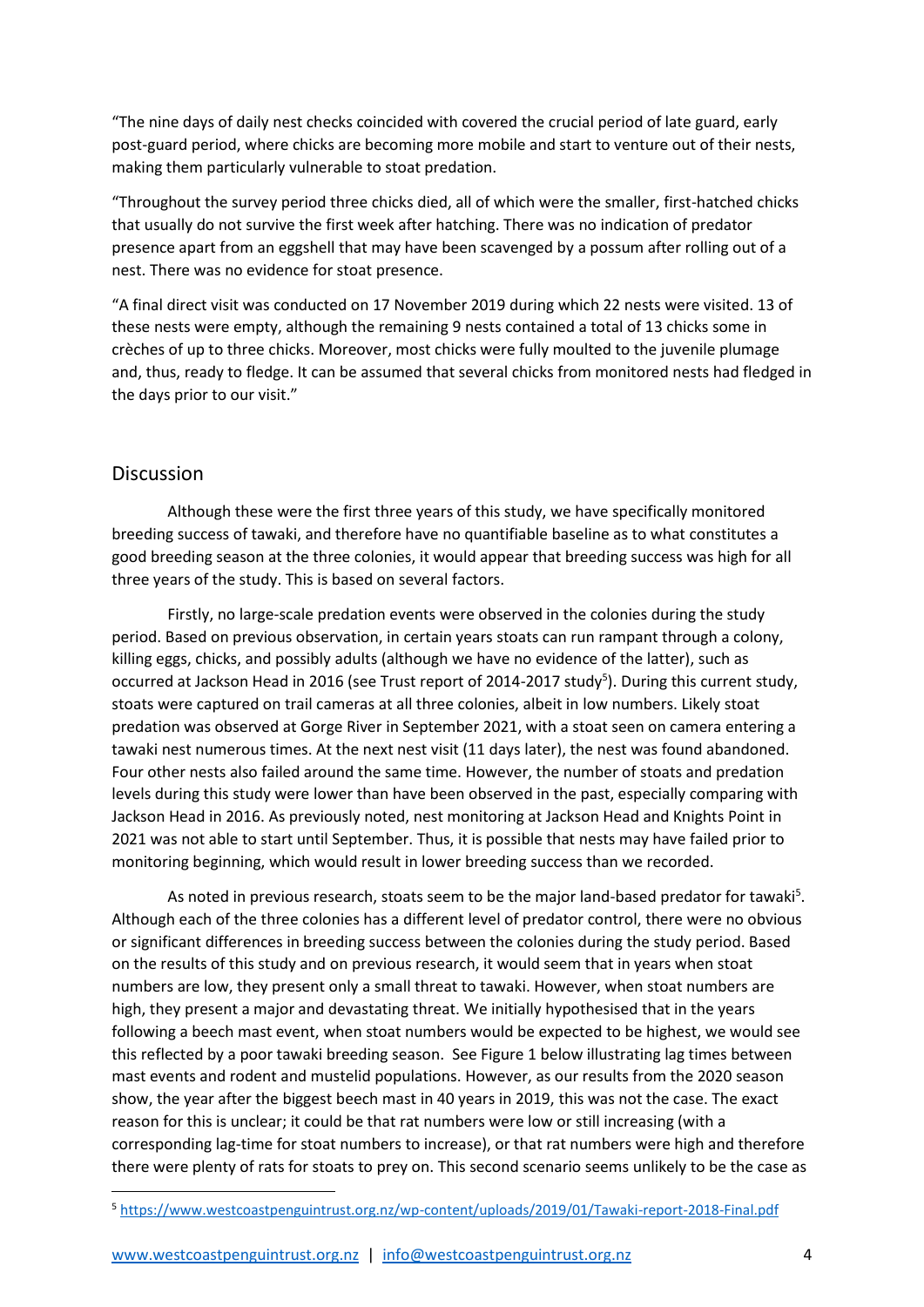"The nine days of daily nest checks coincided with covered the crucial period of late guard, early post-guard period, where chicks are becoming more mobile and start to venture out of their nests, making them particularly vulnerable to stoat predation.

"Throughout the survey period three chicks died, all of which were the smaller, first-hatched chicks that usually do not survive the first week after hatching. There was no indication of predator presence apart from an eggshell that may have been scavenged by a possum after rolling out of a nest. There was no evidence for stoat presence.

"A final direct visit was conducted on 17 November 2019 during which 22 nests were visited. 13 of these nests were empty, although the remaining 9 nests contained a total of 13 chicks some in crèches of up to three chicks. Moreover, most chicks were fully moulted to the juvenile plumage and, thus, ready to fledge. It can be assumed that several chicks from monitored nests had fledged in the days prior to our visit."

## Discussion

Although these were the first three years of this study, we have specifically monitored breeding success of tawaki, and therefore have no quantifiable baseline as to what constitutes a good breeding season at the three colonies, it would appear that breeding success was high for all three years of the study. This is based on several factors.

Firstly, no large-scale predation events were observed in the colonies during the study period. Based on previous observation, in certain years stoats can run rampant through a colony, killing eggs, chicks, and possibly adults (although we have no evidence of the latter), such as occurred at Jackson Head in 2016 (see Trust report of 2014-2017 study[5]). During this current study, stoats were captured on trail cameras at all three colonies, albeit in low numbers. Likely stoat predation was observed at Gorge River in September 2021, with a stoat seen on camera entering a tawaki nest numerous times. At the next nest visit (11 days later), the nest was found abandoned. Four other nests also failed around the same time. However, the number of stoats and predation levels during this study were lower than have been observed in the past, especially comparing with Jackson Head in 2016. As previously noted, nest monitoring at Jackson Head and Knights Point in 2021 was not able to start until September. Thus, it is possible that nests may have failed prior to monitoring beginning, which would result in lower breeding success than we recorded.

As noted in previous research, stoats seem to be the major land-based predator for tawaki[5]. Although each of the three colonies has a different level of predator control, there were no obvious or significant differences in breeding success between the colonies during the study period. Based on the results of this study and on previous research, it would seem that in years when stoat numbers are low, they present only a small threat to tawaki. However, when stoat numbers are high, they present a major and devastating threat. We initially hypothesised that in the years following a beech mast event, when stoat numbers would be expected to be highest, we would see this reflected by a poor tawaki breeding season. See Figure 1 below illustrating lag times between mast events and rodent and mustelid populations. However, as our results from the 2020 season show, the year after the biggest beech mast in 40 years in 2019, this was not the case. The exact reason for this is unclear; it could be that rat numbers were low or still increasing (with a corresponding lag-time for stoat numbers to increase), or that rat numbers were high and therefore there were plenty of rats for stoats to prey on. This second scenario seems unlikely to be the case as

[5] https://www.westcoastpenguintrust.org.nz/wp-content/uploads/2019/01/Tawaki-report-2018-Final.pdf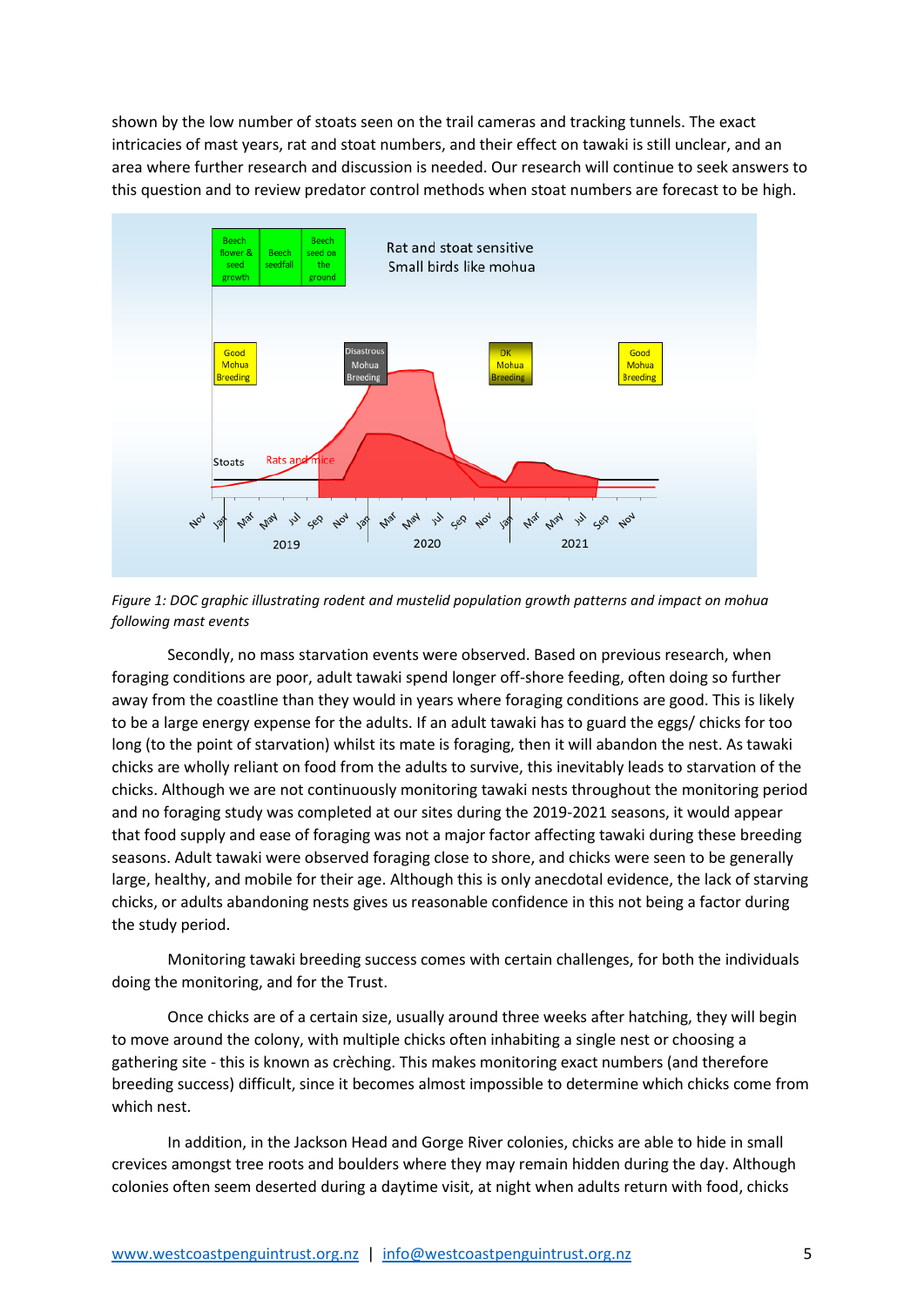shown by the low number of stoats seen on the trail cameras and tracking tunnels. The exact intricacies of mast years, rat and stoat numbers, and their effect on tawaki is still unclear, and an area where further research and discussion is needed. Our research will continue to seek answers to this question and to review predator control methods when stoat numbers are forecast to be high.

*Figure 1: DOC graphic illustrating rodent and mustelid population growth patterns and impact on mohua following mast events*

Secondly, no mass starvation events were observed. Based on previous research, when foraging conditions are poor, adult tawaki spend longer off-shore feeding, often doing so further away from the coastline than they would in years where foraging conditions are good. This is likely to be a large energy expense for the adults. If an adult tawaki has to guard the eggs/ chicks for too long (to the point of starvation) whilst its mate is foraging, then it will abandon the nest. As tawaki chicks are wholly reliant on food from the adults to survive, this inevitably leads to starvation of the chicks. Although we are not continuously monitoring tawaki nests throughout the monitoring period and no foraging study was completed at our sites during the 2019-2021 seasons, it would appear that food supply and ease of foraging was not a major factor affecting tawaki during these breeding seasons. Adult tawaki were observed foraging close to shore, and chicks were seen to be generally large, healthy, and mobile for their age. Although this is only anecdotal evidence, the lack of starving chicks, or adults abandoning nests gives us reasonable confidence in this not being a factor during the study period.

Monitoring tawaki breeding success comes with certain challenges, for both the individuals doing the monitoring, and for the Trust.

Once chicks are of a certain size, usually around three weeks after hatching, they will begin to move around the colony, with multiple chicks often inhabiting a single nest or choosing a gathering site - this is known as crèching. This makes monitoring exact numbers (and therefore breeding success) difficult, since it becomes almost impossible to determine which chicks come from which nest.

In addition, in the Jackson Head and Gorge River colonies, chicks are able to hide in small crevices amongst tree roots and boulders where they may remain hidden during the day. Although colonies often seem deserted during a daytime visit, at night when adults return with food, chicks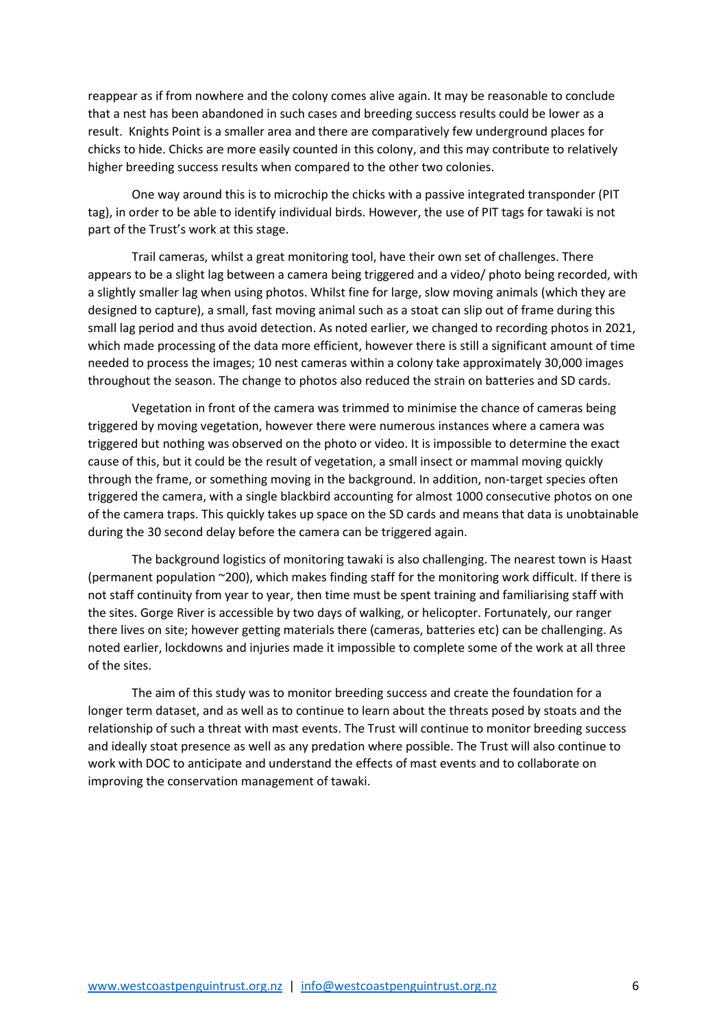reappear as if from nowhere and the colony comes alive again. It may be reasonable to conclude that a nest has been abandoned in such cases and breeding success results could be lower as a result. Knights Point is a smaller area and there are comparatively few underground places for chicks to hide. Chicks are more easily counted in this colony, and this may contribute to relatively higher breeding success results when compared to the other two colonies.

One way around this is to microchip the chicks with a passive integrated transponder (PIT tag), in order to be able to identify individual birds. However, the use of PIT tags for tawaki is not part of the Trust's work at this stage.

Trail cameras, whilst a great monitoring tool, have their own set of challenges. There appears to be a slight lag between a camera being triggered and a video/ photo being recorded, with a slightly smaller lag when using photos. Whilst fine for large, slow moving animals (which they are designed to capture), a small, fast moving animal such as a stoat can slip out of frame during this small lag period and thus avoid detection. As noted earlier, we changed to recording photos in 2021, which made processing of the data more efficient, however there is still a significant amount of time needed to process the images; 10 nest cameras within a colony take approximately 30,000 images throughout the season. The change to photos also reduced the strain on batteries and SD cards.

Vegetation in front of the camera was trimmed to minimise the chance of cameras being triggered by moving vegetation, however there were numerous instances where a camera was triggered but nothing was observed on the photo or video. It is impossible to determine the exact cause of this, but it could be the result of vegetation, a small insect or mammal moving quickly through the frame, or something moving in the background. In addition, non-target species often triggered the camera, with a single blackbird accounting for almost 1000 consecutive photos on one of the camera traps. This quickly takes up space on the SD cards and means that data is unobtainable during the 30 second delay before the camera can be triggered again.

The background logistics of monitoring tawaki is also challenging. The nearest town is Haast (permanent population ~200), which makes finding staff for the monitoring work difficult. If there is not staff continuity from year to year, then time must be spent training and familiarising staff with the sites. Gorge River is accessible by two days of walking, or helicopter. Fortunately, our ranger there lives on site; however getting materials there (cameras, batteries etc) can be challenging. As noted earlier, lockdowns and injuries made it impossible to complete some of the work at all three of the sites.

The aim of this study was to monitor breeding success and create the foundation for a longer term dataset, and as well as to continue to learn about the threats posed by stoats and the relationship of such a threat with mast events. The Trust will continue to monitor breeding success and ideally stoat presence as well as any predation where possible. The Trust will also continue to work with DOC to anticipate and understand the effects of mast events and to collaborate on improving the conservation management of tawaki.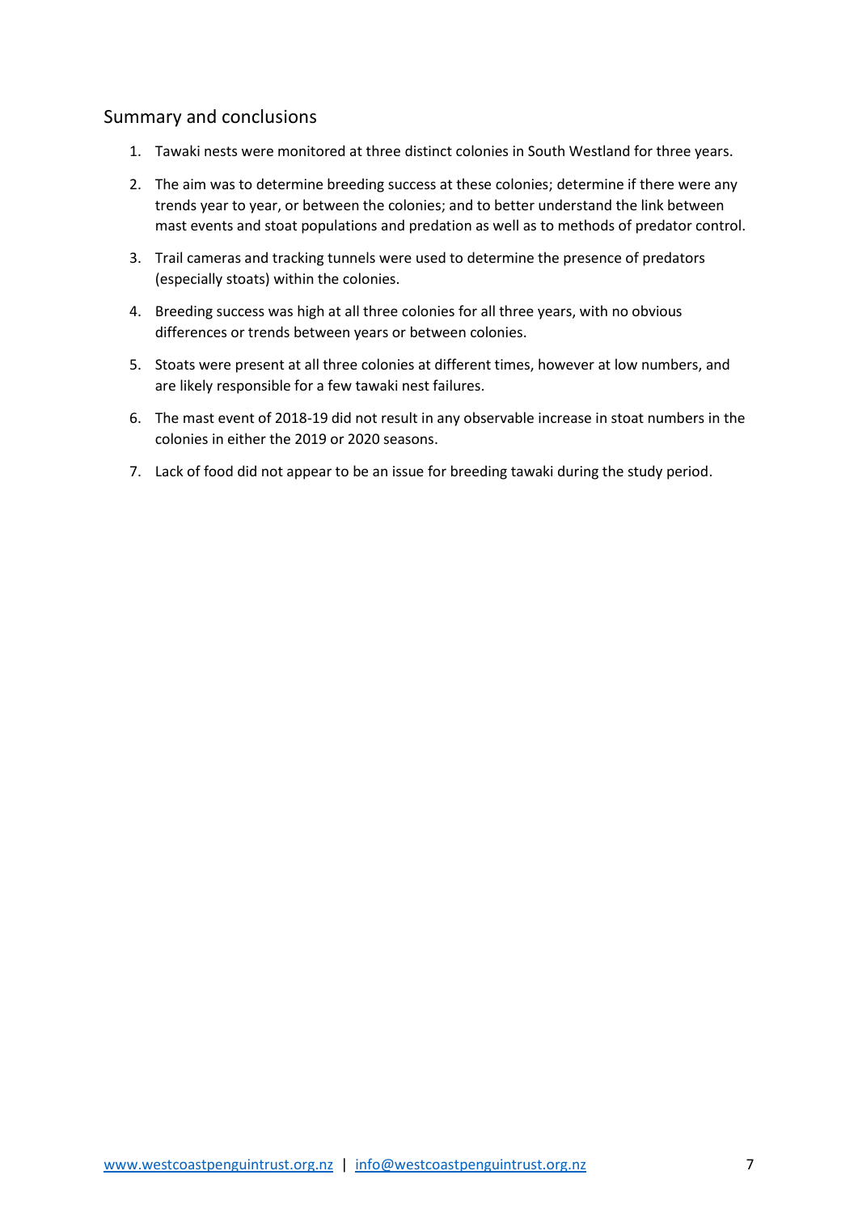## Summary and conclusions

1. Tawaki nests were monitored at three distinct colonies in South Westland for three years.
2. The aim was to determine breeding success at these colonies; determine if there were any trends year to year, or between the colonies; and to better understand the link between mast events and stoat populations and predation as well as to methods of predator control.
3. Trail cameras and tracking tunnels were used to determine the presence of predators (especially stoats) within the colonies.
4. Breeding success was high at all three colonies for all three years, with no obvious differences or trends between years or between colonies.
5. Stoats were present at all three colonies at different times, however at low numbers, and are likely responsible for a few tawaki nest failures.
6. The mast event of 2018-19 did not result in any observable increase in stoat numbers in the colonies in either the 2019 or 2020 seasons.
7. Lack of food did not appear to be an issue for breeding tawaki during the study period.